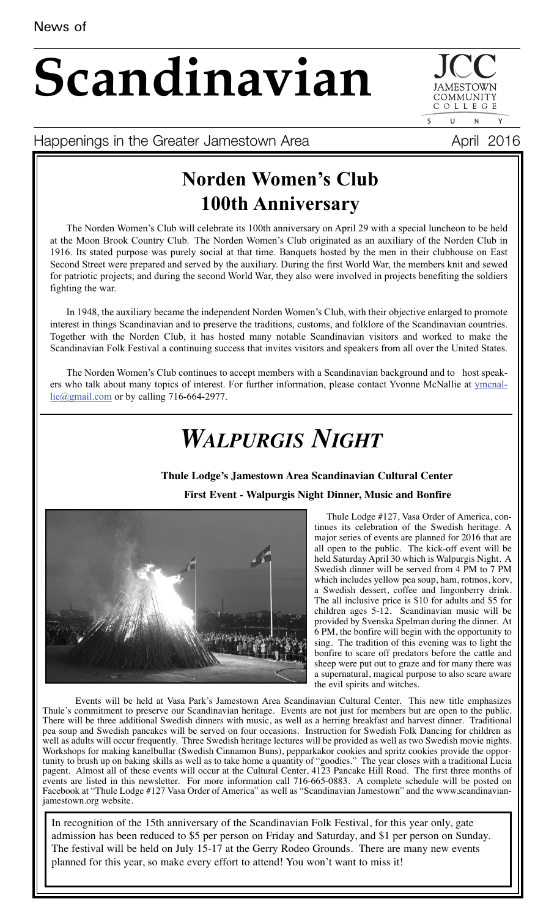News of

# Scandinavian

Happenings in the Greater Jamestown Area

April 2016

## Norden Women's Club 100th Anniversary

The Norden Women's Club will celebrate its 100th anniversary on April 29 with a special luncheon to be held at the Moon Brook Country Club. The Norden Women's Club originated as an auxiliary of the Norden Club in 1916. Its stated purpose was purely social at that time. Banquets hosted by the men in their clubhouse on East Second Street were prepared and served by the auxiliary. During the first World War, the members knit and sewed for patriotic projects; and during the second World War, they also were involved in projects benefiting the soldiers fighting the war.

In 1948, the auxiliary became the independent Norden Women's Club, with their objective enlarged to promote interest in things Scandinavian and to preserve the traditions, customs, and folklore of the Scandinavian countries. Together with the Norden Club, it has hosted many notable Scandinavian visitors and worked to make the Scandinavian Folk Festival a continuing success that invites visitors and speakers from all over the United States.

The Norden Women's Club continues to accept members with a Scandinavian background and to host speakers who talk about many topics of interest. For further information, please contact Yvonne McNallie at ymcnallie@gmail.com or by calling 716-664-2977.

## *Walpurgis Night*

**Thule Lodge's Jamestown Area Scandinavian Cultural Center**

**First Event - Walpurgis Night Dinner, Music and Bonfire**

Thule Lodge #127, Vasa Order of America, continues its celebration of the Swedish heritage. A major series of events are planned for 2016 that are all open to the public. The kick-off event will be held Saturday April 30 which is Walpurgis Night. A Swedish dinner will be served from 4 PM to 7 PM which includes yellow pea soup, ham, rotmos, korv, a Swedish dessert, coffee and lingonberry drink. The all inclusive price is $10 for adults and $5 for children ages 5-12. Scandinavian music will be provided by Svenska Spelman during the dinner. At 6 PM, the bonfire will begin with the opportunity to sing. The tradition of this evening was to light the bonfire to scare off predators before the cattle and sheep were put out to graze and for many there was a supernatural, magical purpose to also scare aware the evil spirits and witches.

Events will be held at Vasa Park's Jamestown Area Scandinavian Cultural Center. This new title emphasizes Thule's commitment to preserve our Scandinavian heritage. Events are not just for members but are open to the public. There will be three additional Swedish dinners with music, as well as a herring breakfast and harvest dinner. Traditional pea soup and Swedish pancakes will be served on four occasions. Instruction for Swedish Folk Dancing for children as well as adults will occur frequently. Three Swedish heritage lectures will be provided as well as two Swedish movie nights. Workshops for making kanelbullar (Swedish Cinnamon Buns), pepparkakor cookies and spritz cookies provide the opportunity to brush up on baking skills as well as to take home a quantity of "goodies." The year closes with a traditional Lucia pagent. Almost all of these events will occur at the Cultural Center, 4123 Pancake Hill Road. The first three months of events are listed in this newsletter. For more information call 716-665-0883. A complete schedule will be posted on Facebook at "Thule Lodge #127 Vasa Order of America" as well as "Scandinavian Jamestown" and the www.scandinavian-jamestown.org website.

In recognition of the 15th anniversary of the Scandinavian Folk Festival, for this year only, gate admission has been reduced to $5 per person on Friday and Saturday, and $1 per person on Sunday. The festival will be held on July 15-17 at the Gerry Rodeo Grounds. There are many new events planned for this year, so make every effort to attend! You won't want to miss it!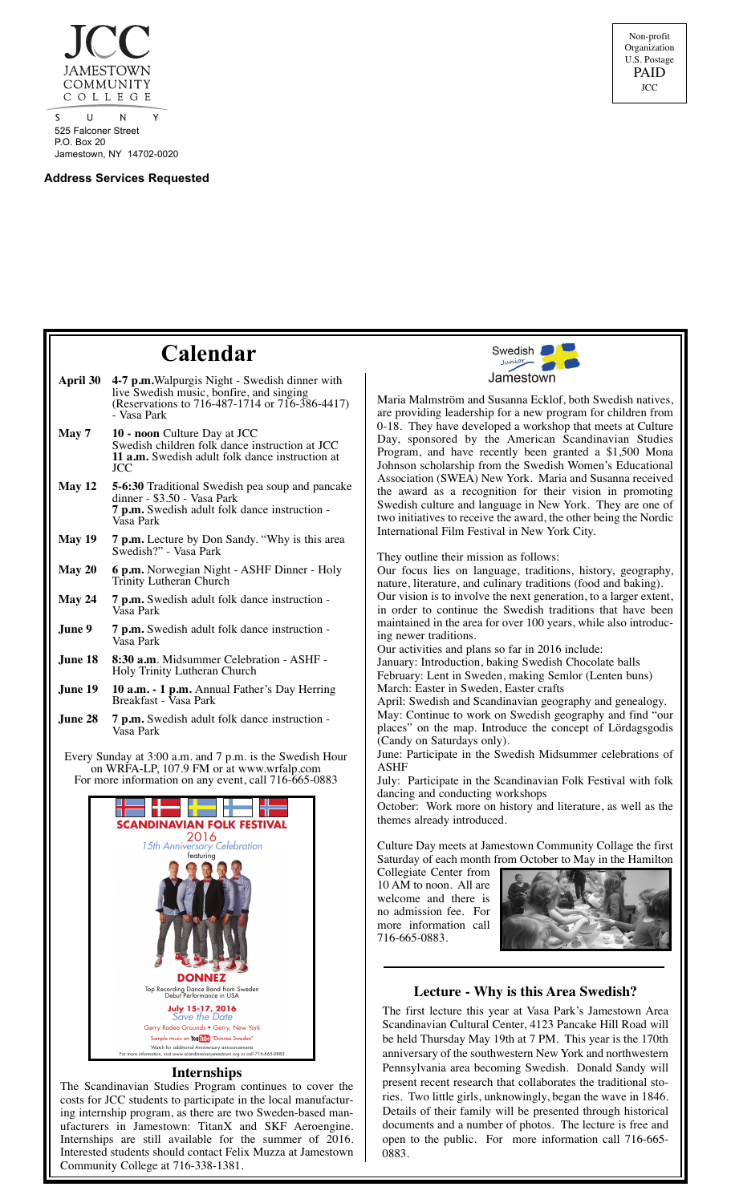JCC
JAMESTOWN COMMUNITY COLLEGE
S U N Y
525 Falconer Street
P.O. Box 20
Jamestown, NY 14702-0020

**Address Services Requested**

Non-profit Organization
U.S. Postage
PAID
JCC

# Calendar

| | |
|---|---|
| **April 30** | **4-7 p.m.** Walpurgis Night - Swedish dinner with live Swedish music, bonfire, and singing (Reservations to 716-487-1714 or to 716-386-4417) - Vasa Park |
| **May 7** | **10 - noon** Culture Day at JCC<br>Swedish children folk dance instruction at JCC<br>**11 a.m.** Swedish adult folk dance instruction at JCC |
| **May 12** | **5-6:30** Traditional Swedish pea soup and pancake dinner - $3.50 - Vasa Park<br>**7 p.m.** Swedish adult folk dance instruction - Vasa Park |
| **May 19** | **7 p.m.** Lecture by Don Sandy. "Why is this area Swedish?" - Vasa Park |
| **May 20** | **6 p.m.** Norwegian Night - ASHF Dinner - Holy Trinity Lutheran Church |
| **May 24** | **7 p.m.** Swedish adult folk dance instruction - Vasa Park |
| **June 9** | **7 p.m.** Swedish adult folk dance instruction - Vasa Park |
| **June 18** | **8:30 a.m**. Midsummer Celebration - ASHF - Holy Trinity Lutheran Church |
| **June 19** | **10 a.m. - 1 p.m.** Annual Father's Day Herring Breakfast - Vasa Park |
| **June 28** | **7 p.m.** Swedish adult folk dance instruction - Vasa Park |

Every Sunday at 3:00 a.m. and 7 p.m. is the Swedish Hour on WRFA-LP, 107.9 FM or at www.wrfalp.com
For more information on any event, call 716-665-0883

**SCANDINAVIAN FOLK FESTIVAL**
2016
*15th Anniversary Celebration*
featuring
**DONNEZ**
Top Recording Dance Band from Sweden
Debut Performance in USA
**July 15-17, 2016**
*Save the Date*
Gerry Rodeo Grounds • Gerry, New York
Sample music on YouTube "Donnez Sweden"
Watch for additional Anniversary announcements
For more information, visit www.scandinavianjamestown.org or call 716-665-0883

## Internships

The Scandinavian Studies Program continues to cover the costs for JCC students to participate in the local manufacturing internship program, as there are two Sweden-based manufacturers in Jamestown: TitanX and SKF Aeroengine. Internships are still available for the summer of 2016. Interested students should contact Felix Muzza at Jamestown Community College at 716-338-1381.

## Swedish Junior Jamestown

Maria Malmström and Susanna Ecklof, both Swedish natives, are providing leadership for a new program for children from 0-18. They have developed a workshop that meets at Culture Day, sponsored by the American Scandinavian Studies Program, and have recently been granted a $1,500 Mona Johnson scholarship from the Swedish Women's Educational Association (SWEA) New York. Maria and Susanna received the award as a recognition for their vision in promoting Swedish culture and language in New York. They are one of two initiatives to receive the award, the other being the Nordic International Film Festival in New York City.

They outline their mission as follows:
Our focus lies on language, traditions, history, geography, nature, literature, and culinary traditions (food and baking).
Our vision is to involve the next generation, to a larger extent, in order to continue the Swedish traditions that have been maintained in the area for over 100 years, while also introducing newer traditions.
Our activities and plans so far in 2016 include:
January: Introduction, baking Swedish Chocolate balls
February: Lent in Sweden, making Semlor (Lenten buns)
March: Easter in Sweden, Easter crafts
April: Swedish and Scandinavian geography and genealogy.
May: Continue to work on Swedish geography and find "our places" on the map. Introduce the concept of Lördagsgodis (Candy on Saturdays only).
June: Participate in the Swedish Midsummer celebrations of ASHF
July: Participate in the Scandinavian Folk Festival with folk dancing and conducting workshops
October: Work more on history and literature, as well as the themes already introduced.

Culture Day meets at Jamestown Community Collage the first Saturday of each month from October to May in the Hamilton Collegiate Center from 10 AM to noon. All are welcome and there is no admission fee. For more information call 716-665-0883.

## Lecture - Why is this Area Swedish?

The first lecture this year at Vasa Park's Jamestown Area Scandinavian Cultural Center, 4123 Pancake Hill Road will be held Thursday May 19th at 7 PM. This year is the 170th anniversary of the southwestern New York and northwestern Pennsylvania area becoming Swedish. Donald Sandy will present recent research that collaborates the traditional stories. Two little girls, unknowingly, began the wave in 1846. Details of their family will be presented through historical documents and a number of photos. The lecture is free and open to the public. For more information call 716-665-0883.